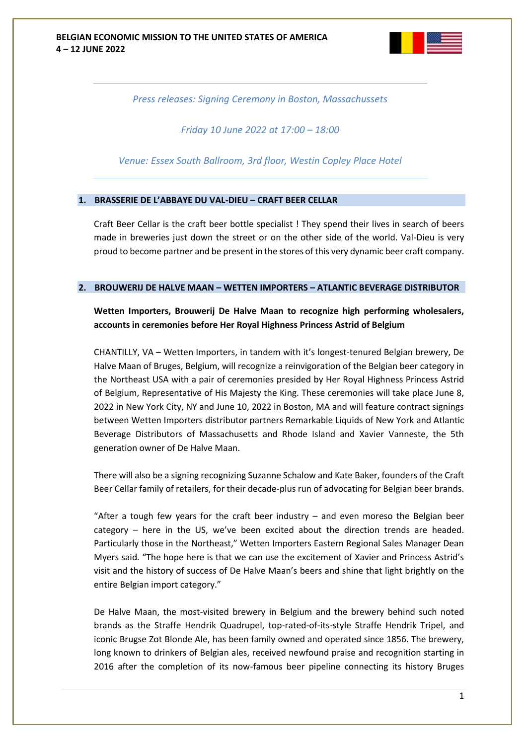**BELGIAN ECONOMIC MISSION TO THE UNITED STATES OF AMERICA**
**4 – 12 JUNE 2022**

---

*Press releases: Signing Ceremony in Boston, Massachussets*

*Friday 10 June 2022 at 17:00 – 18:00*

*Venue: Essex South Ballroom, 3rd floor, Westin Copley Place Hotel*

---

## 1. BRASSERIE DE L'ABBAYE DU VAL-DIEU – CRAFT BEER CELLAR

Craft Beer Cellar is the craft beer bottle specialist ! They spend their lives in search of beers made in breweries just down the street or on the other side of the world. Val-Dieu is very proud to become partner and be present in the stores of this very dynamic beer craft company.

## 2. BROUWERIJ DE HALVE MAAN – WETTEN IMPORTERS – ATLANTIC BEVERAGE DISTRIBUTOR

**Wetten Importers, Brouwerij De Halve Maan to recognize high performing wholesalers, accounts in ceremonies before Her Royal Highness Princess Astrid of Belgium**

CHANTILLY, VA – Wetten Importers, in tandem with it's longest-tenured Belgian brewery, De Halve Maan of Bruges, Belgium, will recognize a reinvigoration of the Belgian beer category in the Northeast USA with a pair of ceremonies presided by Her Royal Highness Princess Astrid of Belgium, Representative of His Majesty the King. These ceremonies will take place June 8, 2022 in New York City, NY and June 10, 2022 in Boston, MA and will feature contract signings between Wetten Importers distributor partners Remarkable Liquids of New York and Atlantic Beverage Distributors of Massachusetts and Rhode Island and Xavier Vanneste, the 5th generation owner of De Halve Maan.

There will also be a signing recognizing Suzanne Schalow and Kate Baker, founders of the Craft Beer Cellar family of retailers, for their decade-plus run of advocating for Belgian beer brands.

"After a tough few years for the craft beer industry – and even moreso the Belgian beer category – here in the US, we've been excited about the direction trends are headed. Particularly those in the Northeast," Wetten Importers Eastern Regional Sales Manager Dean Myers said. "The hope here is that we can use the excitement of Xavier and Princess Astrid's visit and the history of success of De Halve Maan's beers and shine that light brightly on the entire Belgian import category."

De Halve Maan, the most-visited brewery in Belgium and the brewery behind such noted brands as the Straffe Hendrik Quadrupel, top-rated-of-its-style Straffe Hendrik Tripel, and iconic Brugse Zot Blonde Ale, has been family owned and operated since 1856. The brewery, long known to drinkers of Belgian ales, received newfound praise and recognition starting in 2016 after the completion of its now-famous beer pipeline connecting its history Bruges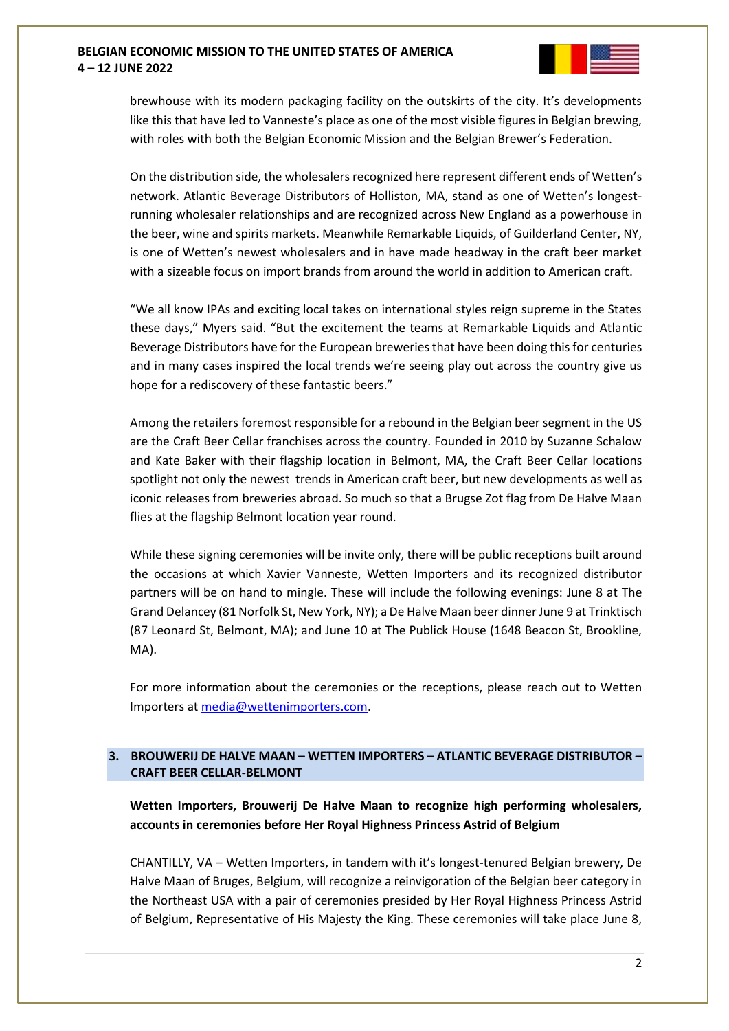brewhouse with its modern packaging facility on the outskirts of the city. It's developments like this that have led to Vanneste's place as one of the most visible figures in Belgian brewing, with roles with both the Belgian Economic Mission and the Belgian Brewer's Federation.

On the distribution side, the wholesalers recognized here represent different ends of Wetten's network. Atlantic Beverage Distributors of Holliston, MA, stand as one of Wetten's longest-running wholesaler relationships and are recognized across New England as a powerhouse in the beer, wine and spirits markets. Meanwhile Remarkable Liquids, of Guilderland Center, NY, is one of Wetten's newest wholesalers and in have made headway in the craft beer market with a sizeable focus on import brands from around the world in addition to American craft.

"We all know IPAs and exciting local takes on international styles reign supreme in the States these days," Myers said. "But the excitement the teams at Remarkable Liquids and Atlantic Beverage Distributors have for the European breweries that have been doing this for centuries and in many cases inspired the local trends we're seeing play out across the country give us hope for a rediscovery of these fantastic beers."

Among the retailers foremost responsible for a rebound in the Belgian beer segment in the US are the Craft Beer Cellar franchises across the country. Founded in 2010 by Suzanne Schalow and Kate Baker with their flagship location in Belmont, MA, the Craft Beer Cellar locations spotlight not only the newest trends in American craft beer, but new developments as well as iconic releases from breweries abroad. So much so that a Brugse Zot flag from De Halve Maan flies at the flagship Belmont location year round.

While these signing ceremonies will be invite only, there will be public receptions built around the occasions at which Xavier Vanneste, Wetten Importers and its recognized distributor partners will be on hand to mingle. These will include the following evenings: June 8 at The Grand Delancey (81 Norfolk St, New York, NY); a De Halve Maan beer dinner June 9 at Trinktisch (87 Leonard St, Belmont, MA); and June 10 at The Publick House (1648 Beacon St, Brookline, MA).

For more information about the ceremonies or the receptions, please reach out to Wetten Importers at media@wettenimporters.com.

## 3. BROUWERIJ DE HALVE MAAN – WETTEN IMPORTERS – ATLANTIC BEVERAGE DISTRIBUTOR – CRAFT BEER CELLAR-BELMONT

**Wetten Importers, Brouwerij De Halve Maan to recognize high performing wholesalers, accounts in ceremonies before Her Royal Highness Princess Astrid of Belgium**

CHANTILLY, VA – Wetten Importers, in tandem with it's longest-tenured Belgian brewery, De Halve Maan of Bruges, Belgium, will recognize a reinvigoration of the Belgian beer category in the Northeast USA with a pair of ceremonies presided by Her Royal Highness Princess Astrid of Belgium, Representative of His Majesty the King. These ceremonies will take place June 8,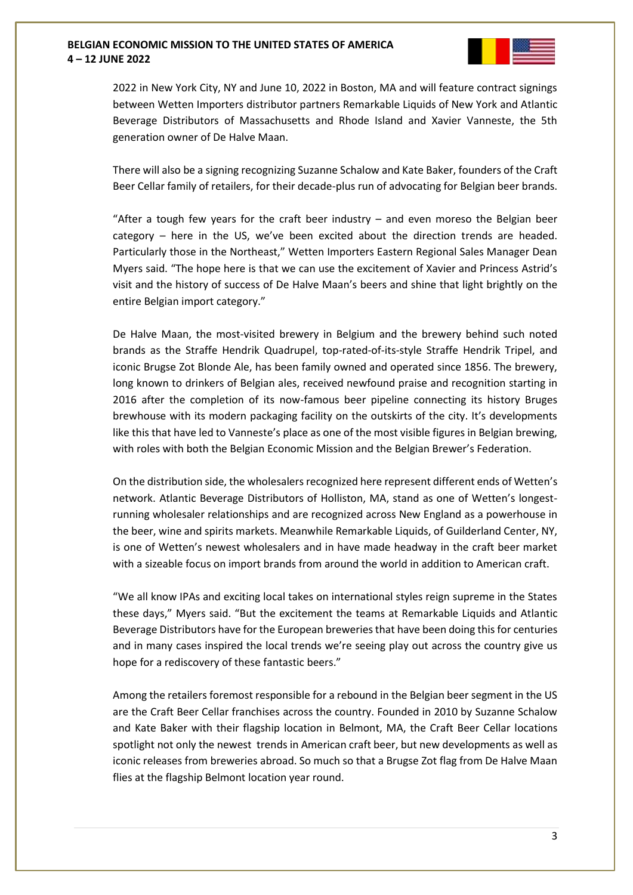2022 in New York City, NY and June 10, 2022 in Boston, MA and will feature contract signings between Wetten Importers distributor partners Remarkable Liquids of New York and Atlantic Beverage Distributors of Massachusetts and Rhode Island and Xavier Vanneste, the 5th generation owner of De Halve Maan.

There will also be a signing recognizing Suzanne Schalow and Kate Baker, founders of the Craft Beer Cellar family of retailers, for their decade-plus run of advocating for Belgian beer brands.

"After a tough few years for the craft beer industry – and even moreso the Belgian beer category – here in the US, we've been excited about the direction trends are headed. Particularly those in the Northeast," Wetten Importers Eastern Regional Sales Manager Dean Myers said. "The hope here is that we can use the excitement of Xavier and Princess Astrid's visit and the history of success of De Halve Maan's beers and shine that light brightly on the entire Belgian import category."

De Halve Maan, the most-visited brewery in Belgium and the brewery behind such noted brands as the Straffe Hendrik Quadrupel, top-rated-of-its-style Straffe Hendrik Tripel, and iconic Brugse Zot Blonde Ale, has been family owned and operated since 1856. The brewery, long known to drinkers of Belgian ales, received newfound praise and recognition starting in 2016 after the completion of its now-famous beer pipeline connecting its history Bruges brewhouse with its modern packaging facility on the outskirts of the city. It's developments like this that have led to Vanneste's place as one of the most visible figures in Belgian brewing, with roles with both the Belgian Economic Mission and the Belgian Brewer's Federation.

On the distribution side, the wholesalers recognized here represent different ends of Wetten's network. Atlantic Beverage Distributors of Holliston, MA, stand as one of Wetten's longest-running wholesaler relationships and are recognized across New England as a powerhouse in the beer, wine and spirits markets. Meanwhile Remarkable Liquids, of Guilderland Center, NY, is one of Wetten's newest wholesalers and in have made headway in the craft beer market with a sizeable focus on import brands from around the world in addition to American craft.

"We all know IPAs and exciting local takes on international styles reign supreme in the States these days," Myers said. "But the excitement the teams at Remarkable Liquids and Atlantic Beverage Distributors have for the European breweries that have been doing this for centuries and in many cases inspired the local trends we're seeing play out across the country give us hope for a rediscovery of these fantastic beers."

Among the retailers foremost responsible for a rebound in the Belgian beer segment in the US are the Craft Beer Cellar franchises across the country. Founded in 2010 by Suzanne Schalow and Kate Baker with their flagship location in Belmont, MA, the Craft Beer Cellar locations spotlight not only the newest trends in American craft beer, but new developments as well as iconic releases from breweries abroad. So much so that a Brugse Zot flag from De Halve Maan flies at the flagship Belmont location year round.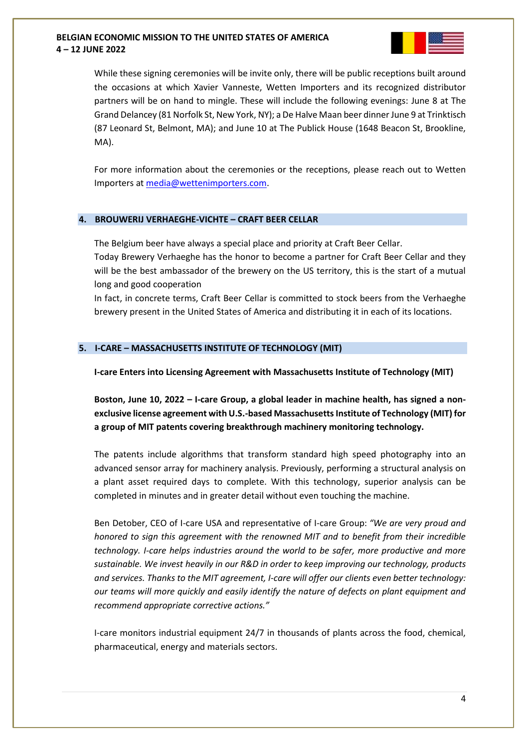While these signing ceremonies will be invite only, there will be public receptions built around the occasions at which Xavier Vanneste, Wetten Importers and its recognized distributor partners will be on hand to mingle. These will include the following evenings: June 8 at The Grand Delancey (81 Norfolk St, New York, NY); a De Halve Maan beer dinner June 9 at Trinktisch (87 Leonard St, Belmont, MA); and June 10 at The Publick House (1648 Beacon St, Brookline, MA).

For more information about the ceremonies or the receptions, please reach out to Wetten Importers at media@wettenimporters.com.

## 4. BROUWERIJ VERHAEGHE-VICHTE – CRAFT BEER CELLAR

The Belgium beer have always a special place and priority at Craft Beer Cellar.
Today Brewery Verhaeghe has the honor to become a partner for Craft Beer Cellar and they will be the best ambassador of the brewery on the US territory, this is the start of a mutual long and good cooperation
In fact, in concrete terms, Craft Beer Cellar is committed to stock beers from the Verhaeghe brewery present in the United States of America and distributing it in each of its locations.

## 5. I-CARE – MASSACHUSETTS INSTITUTE OF TECHNOLOGY (MIT)

**I-care Enters into Licensing Agreement with Massachusetts Institute of Technology (MIT)**

**Boston, June 10, 2022 – I-care Group, a global leader in machine health, has signed a non-exclusive license agreement with U.S.-based Massachusetts Institute of Technology (MIT) for a group of MIT patents covering breakthrough machinery monitoring technology.**

The patents include algorithms that transform standard high speed photography into an advanced sensor array for machinery analysis. Previously, performing a structural analysis on a plant asset required days to complete. With this technology, superior analysis can be completed in minutes and in greater detail without even touching the machine.

Ben Detober, CEO of I-care USA and representative of I-care Group: *"We are very proud and honored to sign this agreement with the renowned MIT and to benefit from their incredible technology. I-care helps industries around the world to be safer, more productive and more sustainable. We invest heavily in our R&D in order to keep improving our technology, products and services. Thanks to the MIT agreement, I-care will offer our clients even better technology: our teams will more quickly and easily identify the nature of defects on plant equipment and recommend appropriate corrective actions."*

I-care monitors industrial equipment 24/7 in thousands of plants across the food, chemical, pharmaceutical, energy and materials sectors.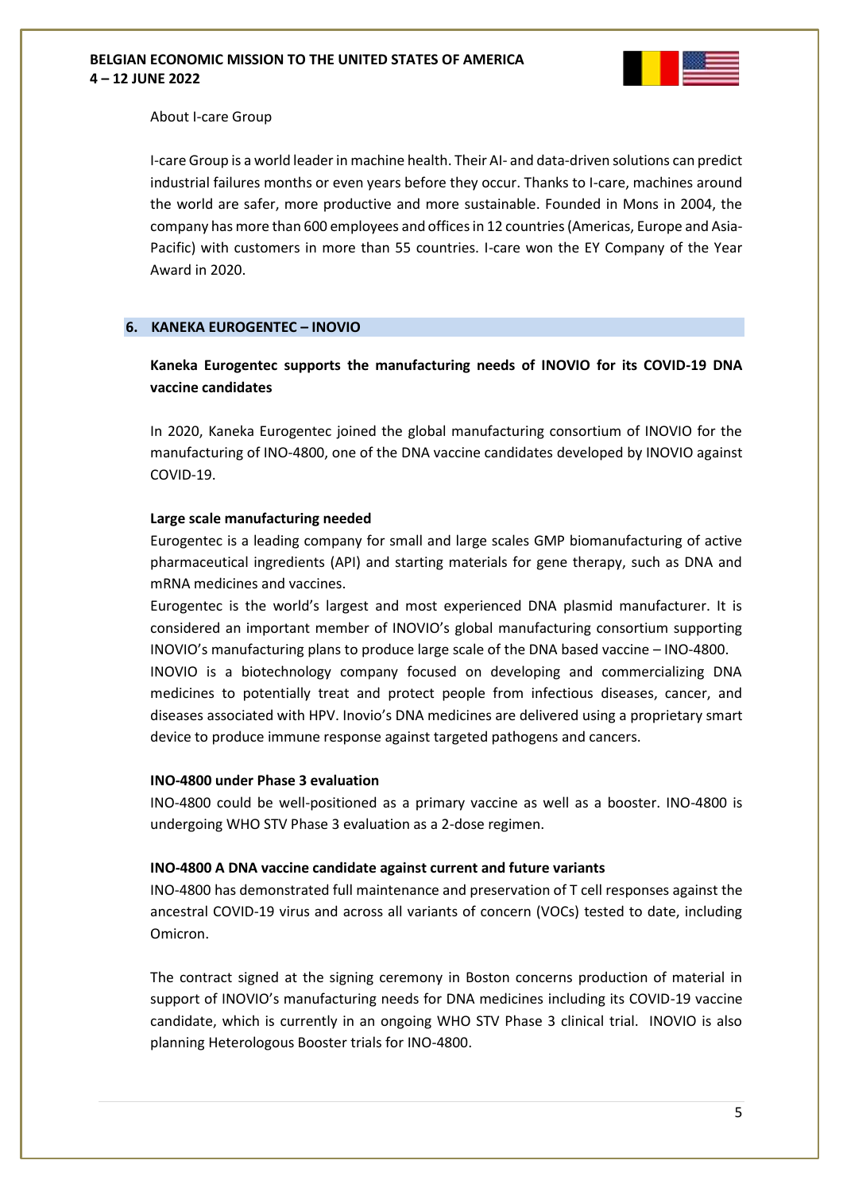About I-care Group

I-care Group is a world leader in machine health. Their AI- and data-driven solutions can predict industrial failures months or even years before they occur. Thanks to I-care, machines around the world are safer, more productive and more sustainable. Founded in Mons in 2004, the company has more than 600 employees and offices in 12 countries (Americas, Europe and Asia-Pacific) with customers in more than 55 countries. I-care won the EY Company of the Year Award in 2020.

## 6. KANEKA EUROGENTEC – INOVIO

**Kaneka Eurogentec supports the manufacturing needs of INOVIO for its COVID-19 DNA vaccine candidates**

In 2020, Kaneka Eurogentec joined the global manufacturing consortium of INOVIO for the manufacturing of INO-4800, one of the DNA vaccine candidates developed by INOVIO against COVID-19.

**Large scale manufacturing needed**

Eurogentec is a leading company for small and large scales GMP biomanufacturing of active pharmaceutical ingredients (API) and starting materials for gene therapy, such as DNA and mRNA medicines and vaccines.

Eurogentec is the world's largest and most experienced DNA plasmid manufacturer. It is considered an important member of INOVIO's global manufacturing consortium supporting INOVIO's manufacturing plans to produce large scale of the DNA based vaccine – INO-4800.

INOVIO is a biotechnology company focused on developing and commercializing DNA medicines to potentially treat and protect people from infectious diseases, cancer, and diseases associated with HPV. Inovio's DNA medicines are delivered using a proprietary smart device to produce immune response against targeted pathogens and cancers.

**INO-4800 under Phase 3 evaluation**

INO-4800 could be well-positioned as a primary vaccine as well as a booster. INO-4800 is undergoing WHO STV Phase 3 evaluation as a 2-dose regimen.

**INO-4800 A DNA vaccine candidate against current and future variants**

INO-4800 has demonstrated full maintenance and preservation of T cell responses against the ancestral COVID-19 virus and across all variants of concern (VOCs) tested to date, including Omicron.

The contract signed at the signing ceremony in Boston concerns production of material in support of INOVIO's manufacturing needs for DNA medicines including its COVID-19 vaccine candidate, which is currently in an ongoing WHO STV Phase 3 clinical trial. INOVIO is also planning Heterologous Booster trials for INO-4800.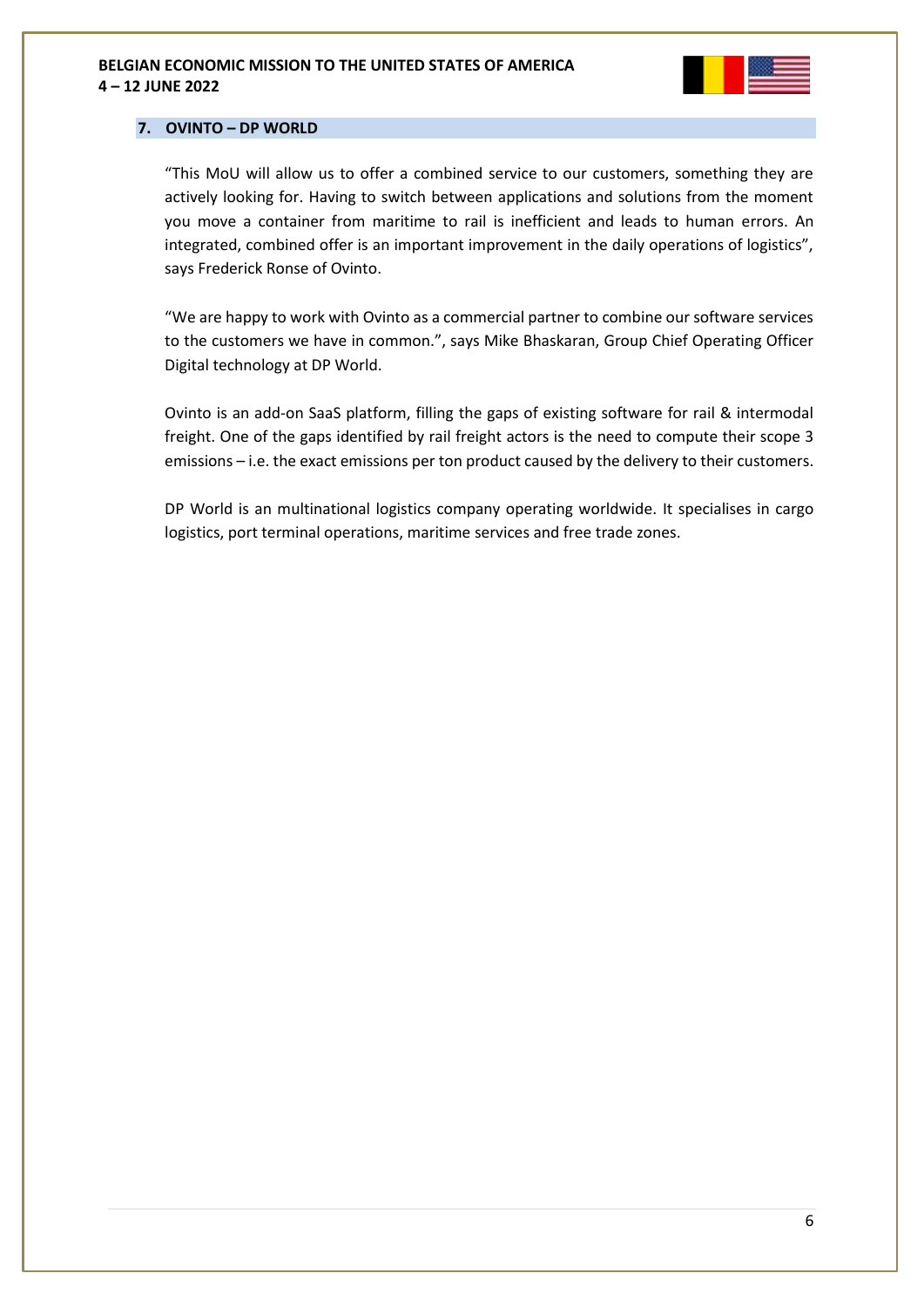## 7. OVINTO – DP WORLD

"This MoU will allow us to offer a combined service to our customers, something they are actively looking for. Having to switch between applications and solutions from the moment you move a container from maritime to rail is inefficient and leads to human errors. An integrated, combined offer is an important improvement in the daily operations of logistics", says Frederick Ronse of Ovinto.

"We are happy to work with Ovinto as a commercial partner to combine our software services to the customers we have in common.", says Mike Bhaskaran, Group Chief Operating Officer Digital technology at DP World.

Ovinto is an add-on SaaS platform, filling the gaps of existing software for rail & intermodal freight. One of the gaps identified by rail freight actors is the need to compute their scope 3 emissions – i.e. the exact emissions per ton product caused by the delivery to their customers.

DP World is an multinational logistics company operating worldwide. It specialises in cargo logistics, port terminal operations, maritime services and free trade zones.